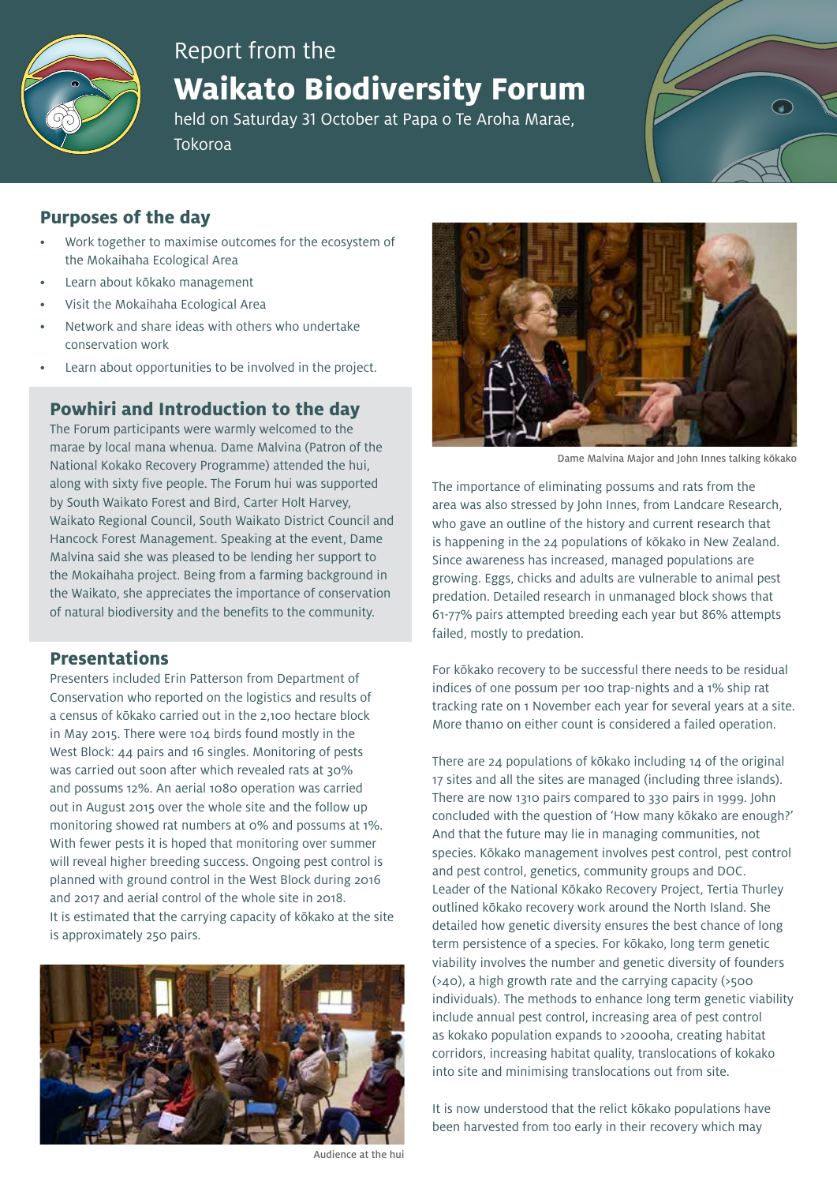# Report from the Waikato Biodiversity Forum

held on Saturday 31 October at Papa o Te Aroha Marae, Tokoroa

## Purposes of the day

- Work together to maximise outcomes for the ecosystem of the Mokaihaha Ecological Area
- Learn about kōkako management
- Visit the Mokaihaha Ecological Area
- Network and share ideas with others who undertake conservation work
- Learn about opportunities to be involved in the project.

## Powhiri and Introduction to the day

The Forum participants were warmly welcomed to the marae by local mana whenua. Dame Malvina (Patron of the National Kokako Recovery Programme) attended the hui, along with sixty five people. The Forum hui was supported by South Waikato Forest and Bird, Carter Holt Harvey, Waikato Regional Council, South Waikato District Council and Hancock Forest Management. Speaking at the event, Dame Malvina said she was pleased to be lending her support to the Mokaihaha project. Being from a farming background in the Waikato, she appreciates the importance of conservation of natural biodiversity and the benefits to the community.

## Presentations

Presenters included Erin Patterson from Department of Conservation who reported on the logistics and results of a census of kōkako carried out in the 2,100 hectare block in May 2015. There were 104 birds found mostly in the West Block: 44 pairs and 16 singles. Monitoring of pests was carried out soon after which revealed rats at 30% and possums 12%. An aerial 1080 operation was carried out in August 2015 over the whole site and the follow up monitoring showed rat numbers at 0% and possums at 1%. With fewer pests it is hoped that monitoring over summer will reveal higher breeding success. Ongoing pest control is planned with ground control in the West Block during 2016 and 2017 and aerial control of the whole site in 2018. It is estimated that the carrying capacity of kōkako at the site is approximately 250 pairs.

Audience at the hui

Dame Malvina Major and John Innes talking kōkako

The importance of eliminating possums and rats from the area was also stressed by John Innes, from Landcare Research, who gave an outline of the history and current research that is happening in the 24 populations of kōkako in New Zealand. Since awareness has increased, managed populations are growing. Eggs, chicks and adults are vulnerable to animal pest predation. Detailed research in unmanaged block shows that 61-77% pairs attempted breeding each year but 86% attempts failed, mostly to predation.

For kōkako recovery to be successful there needs to be residual indices of one possum per 100 trap-nights and a 1% ship rat tracking rate on 1 November each year for several years at a site. More than10 on either count is considered a failed operation.

There are 24 populations of kōkako including 14 of the original 17 sites and all the sites are managed (including three islands). There are now 1310 pairs compared to 330 pairs in 1999. John concluded with the question of 'How many kōkako are enough?' And that the future may lie in managing communities, not species. Kōkako management involves pest control, pest control and pest control, genetics, community groups and DOC. Leader of the National Kōkako Recovery Project, Tertia Thurley outlined kōkako recovery work around the North Island. She detailed how genetic diversity ensures the best chance of long term persistence of a species. For kōkako, long term genetic viability involves the number and genetic diversity of founders (>40), a high growth rate and the carrying capacity (>500 individuals). The methods to enhance long term genetic viability include annual pest control, increasing area of pest control as kokako population expands to >2000ha, creating habitat corridors, increasing habitat quality, translocations of kokako into site and minimising translocations out from site.

It is now understood that the relict kōkako populations have been harvested from too early in their recovery which may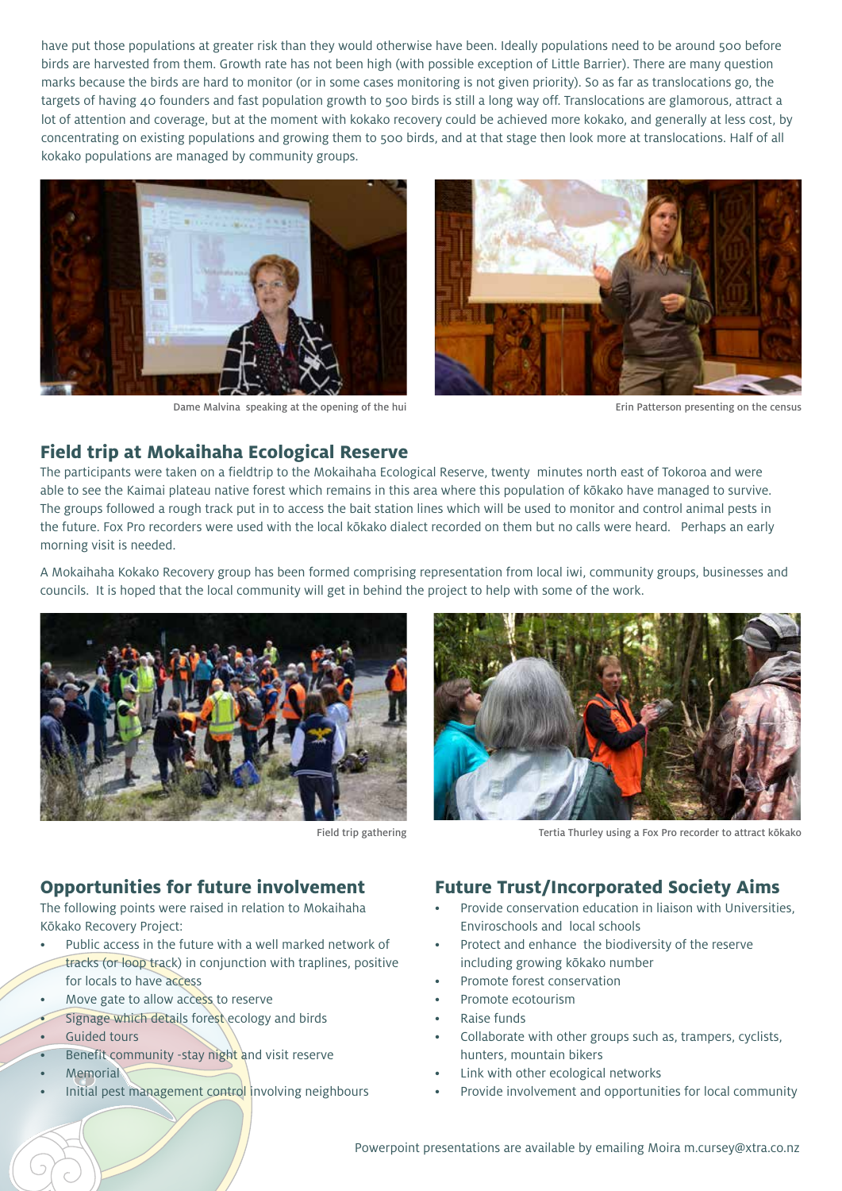have put those populations at greater risk than they would otherwise have been. Ideally populations need to be around 500 before birds are harvested from them. Growth rate has not been high (with possible exception of Little Barrier). There are many question marks because the birds are hard to monitor (or in some cases monitoring is not given priority). So as far as translocations go, the targets of having 40 founders and fast population growth to 500 birds is still a long way off. Translocations are glamorous, attract a lot of attention and coverage, but at the moment with kokako recovery could be achieved more kokako, and generally at less cost, by concentrating on existing populations and growing them to 500 birds, and at that stage then look more at translocations. Half of all kokako populations are managed by community groups.

Dame Malvina speaking at the opening of the hui

Erin Patterson presenting on the census

## Field trip at Mokaihaha Ecological Reserve

The participants were taken on a fieldtrip to the Mokaihaha Ecological Reserve, twenty minutes north east of Tokoroa and were able to see the Kaimai plateau native forest which remains in this area where this population of kōkako have managed to survive. The groups followed a rough track put in to access the bait station lines which will be used to monitor and control animal pests in the future. Fox Pro recorders were used with the local kōkako dialect recorded on them but no calls were heard. Perhaps an early morning visit is needed.

A Mokaihaha Kokako Recovery group has been formed comprising representation from local iwi, community groups, businesses and councils. It is hoped that the local community will get in behind the project to help with some of the work.

Field trip gathering

Tertia Thurley using a Fox Pro recorder to attract kōkako

## Opportunities for future involvement

The following points were raised in relation to Mokaihaha Kōkako Recovery Project:

- Public access in the future with a well marked network of tracks (or loop track) in conjunction with traplines, positive for locals to have access
- Move gate to allow access to reserve
- Signage which details forest ecology and birds
- Guided tours
- Benefit community -stay night and visit reserve
- Memorial
- Initial pest management control involving neighbours

## Future Trust/Incorporated Society Aims

- Provide conservation education in liaison with Universities, Enviroschools and local schools
- Protect and enhance the biodiversity of the reserve including growing kōkako number
- Promote forest conservation
- Promote ecotourism
- Raise funds
- Collaborate with other groups such as, trampers, cyclists, hunters, mountain bikers
- Link with other ecological networks
- Provide involvement and opportunities for local community

Powerpoint presentations are available by emailing Moira m.cursey@xtra.co.nz